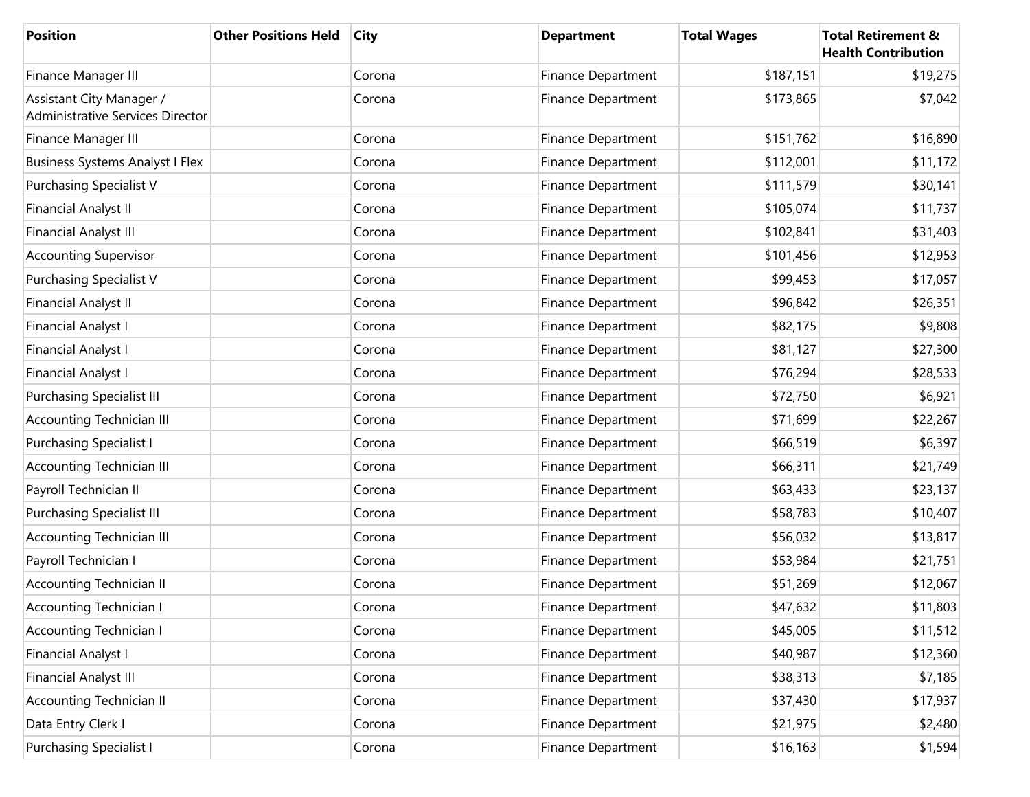| Position | Other Positions Held | City | Department | Total Wages | Total Retirement & Health Contribution |
| --- | --- | --- | --- | --- | --- |
| Finance Manager III | | Corona | Finance Department | $187,151 | $19,275 |
| Assistant City Manager / Administrative Services Director | | Corona | Finance Department | $173,865 | $7,042 |
| Finance Manager III | | Corona | Finance Department | $151,762 | $16,890 |
| Business Systems Analyst I Flex | | Corona | Finance Department | $112,001 | $11,172 |
| Purchasing Specialist V | | Corona | Finance Department | $111,579 | $30,141 |
| Financial Analyst II | | Corona | Finance Department | $105,074 | $11,737 |
| Financial Analyst III | | Corona | Finance Department | $102,841 | $31,403 |
| Accounting Supervisor | | Corona | Finance Department | $101,456 | $12,953 |
| Purchasing Specialist V | | Corona | Finance Department | $99,453 | $17,057 |
| Financial Analyst II | | Corona | Finance Department | $96,842 | $26,351 |
| Financial Analyst I | | Corona | Finance Department | $82,175 | $9,808 |
| Financial Analyst I | | Corona | Finance Department | $81,127 | $27,300 |
| Financial Analyst I | | Corona | Finance Department | $76,294 | $28,533 |
| Purchasing Specialist III | | Corona | Finance Department | $72,750 | $6,921 |
| Accounting Technician III | | Corona | Finance Department | $71,699 | $22,267 |
| Purchasing Specialist I | | Corona | Finance Department | $66,519 | $6,397 |
| Accounting Technician III | | Corona | Finance Department | $66,311 | $21,749 |
| Payroll Technician II | | Corona | Finance Department | $63,433 | $23,137 |
| Purchasing Specialist III | | Corona | Finance Department | $58,783 | $10,407 |
| Accounting Technician III | | Corona | Finance Department | $56,032 | $13,817 |
| Payroll Technician I | | Corona | Finance Department | $53,984 | $21,751 |
| Accounting Technician II | | Corona | Finance Department | $51,269 | $12,067 |
| Accounting Technician I | | Corona | Finance Department | $47,632 | $11,803 |
| Accounting Technician I | | Corona | Finance Department | $45,005 | $11,512 |
| Financial Analyst I | | Corona | Finance Department | $40,987 | $12,360 |
| Financial Analyst III | | Corona | Finance Department | $38,313 | $7,185 |
| Accounting Technician II | | Corona | Finance Department | $37,430 | $17,937 |
| Data Entry Clerk I | | Corona | Finance Department | $21,975 | $2,480 |
| Purchasing Specialist I | | Corona | Finance Department | $16,163 | $1,594 |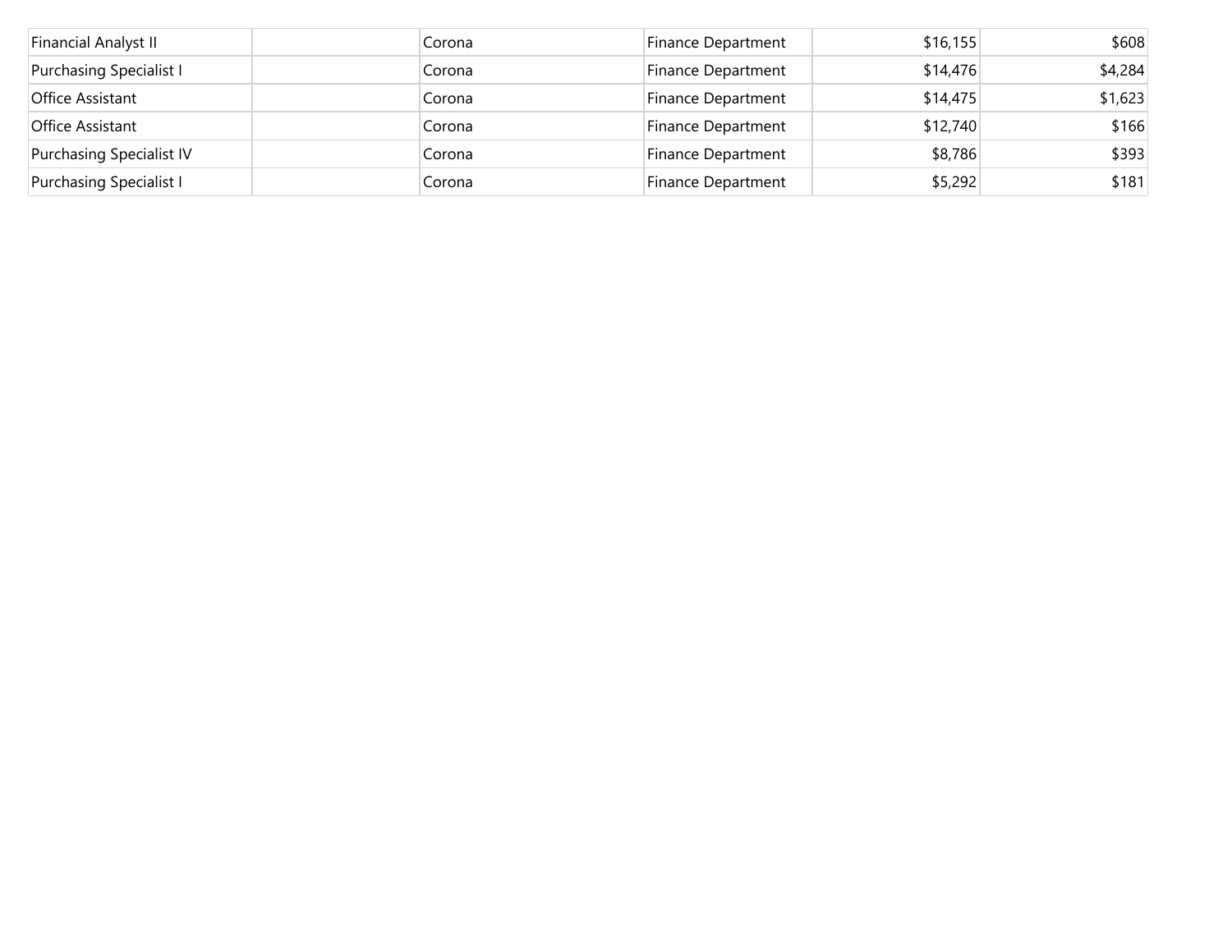| | | | | | |
|---|---|---|---|---|---|
| Financial Analyst II | | Corona | Finance Department | $16,155 | $608 |
| Purchasing Specialist I | | Corona | Finance Department | $14,476 | $4,284 |
| Office Assistant | | Corona | Finance Department | $14,475 | $1,623 |
| Office Assistant | | Corona | Finance Department | $12,740 | $166 |
| Purchasing Specialist IV | | Corona | Finance Department | $8,786 | $393 |
| Purchasing Specialist I | | Corona | Finance Department | $5,292 | $181 |